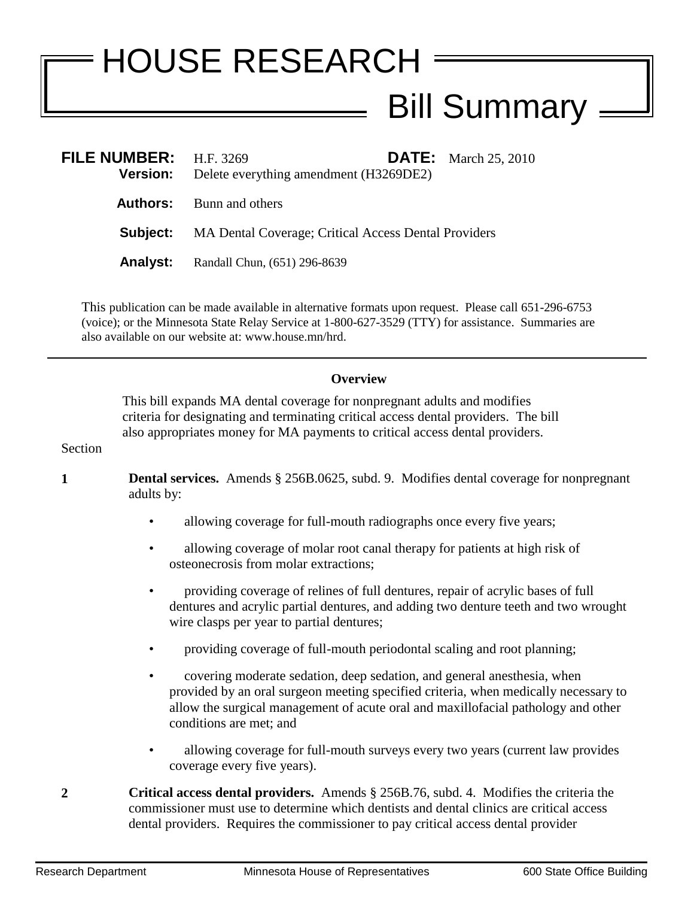# HOUSE RESEARCH

## Bill Summary

**FILE NUMBER:** H.F. 3269 **DATE:** March 25, 2010
**Version:** Delete everything amendment (H3269DE2)

**Authors:** Bunn and others

**Subject:** MA Dental Coverage; Critical Access Dental Providers

**Analyst:** Randall Chun, (651) 296-8639

This publication can be made available in alternative formats upon request. Please call 651-296-6753 (voice); or the Minnesota State Relay Service at 1-800-627-3529 (TTY) for assistance. Summaries are also available on our website at: www.house.mn/hrd.

---

### Overview

This bill expands MA dental coverage for nonpregnant adults and modifies criteria for designating and terminating critical access dental providers. The bill also appropriates money for MA payments to critical access dental providers.

Section

**1** **Dental services.** Amends § 256B.0625, subd. 9. Modifies dental coverage for nonpregnant adults by:

- allowing coverage for full-mouth radiographs once every five years;
- allowing coverage of molar root canal therapy for patients at high risk of osteonecrosis from molar extractions;
- providing coverage of relines of full dentures, repair of acrylic bases of full dentures and acrylic partial dentures, and adding two denture teeth and two wrought wire clasps per year to partial dentures;
- providing coverage of full-mouth periodontal scaling and root planning;
- covering moderate sedation, deep sedation, and general anesthesia, when provided by an oral surgeon meeting specified criteria, when medically necessary to allow the surgical management of acute oral and maxillofacial pathology and other conditions are met; and
- allowing coverage for full-mouth surveys every two years (current law provides coverage every five years).

**2** **Critical access dental providers.** Amends § 256B.76, subd. 4. Modifies the criteria the commissioner must use to determine which dentists and dental clinics are critical access dental providers. Requires the commissioner to pay critical access dental provider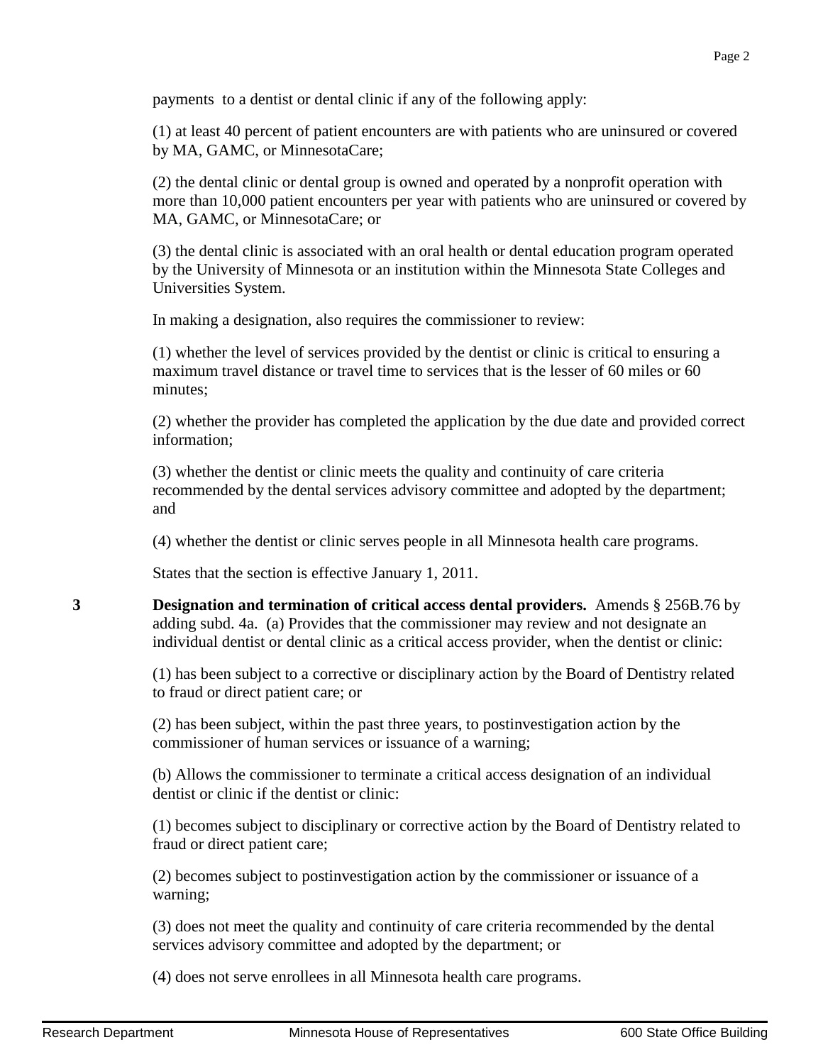payments to a dentist or dental clinic if any of the following apply:

(1) at least 40 percent of patient encounters are with patients who are uninsured or covered by MA, GAMC, or MinnesotaCare;

(2) the dental clinic or dental group is owned and operated by a nonprofit operation with more than 10,000 patient encounters per year with patients who are uninsured or covered by MA, GAMC, or MinnesotaCare; or

(3) the dental clinic is associated with an oral health or dental education program operated by the University of Minnesota or an institution within the Minnesota State Colleges and Universities System.

In making a designation, also requires the commissioner to review:

(1) whether the level of services provided by the dentist or clinic is critical to ensuring a maximum travel distance or travel time to services that is the lesser of 60 miles or 60 minutes;

(2) whether the provider has completed the application by the due date and provided correct information;

(3) whether the dentist or clinic meets the quality and continuity of care criteria recommended by the dental services advisory committee and adopted by the department; and

(4) whether the dentist or clinic serves people in all Minnesota health care programs.

States that the section is effective January 1, 2011.

**3** **Designation and termination of critical access dental providers.** Amends § 256B.76 by adding subd. 4a. (a) Provides that the commissioner may review and not designate an individual dentist or dental clinic as a critical access provider, when the dentist or clinic:

(1) has been subject to a corrective or disciplinary action by the Board of Dentistry related to fraud or direct patient care; or

(2) has been subject, within the past three years, to postinvestigation action by the commissioner of human services or issuance of a warning;

(b) Allows the commissioner to terminate a critical access designation of an individual dentist or clinic if the dentist or clinic:

(1) becomes subject to disciplinary or corrective action by the Board of Dentistry related to fraud or direct patient care;

(2) becomes subject to postinvestigation action by the commissioner or issuance of a warning;

(3) does not meet the quality and continuity of care criteria recommended by the dental services advisory committee and adopted by the department; or

(4) does not serve enrollees in all Minnesota health care programs.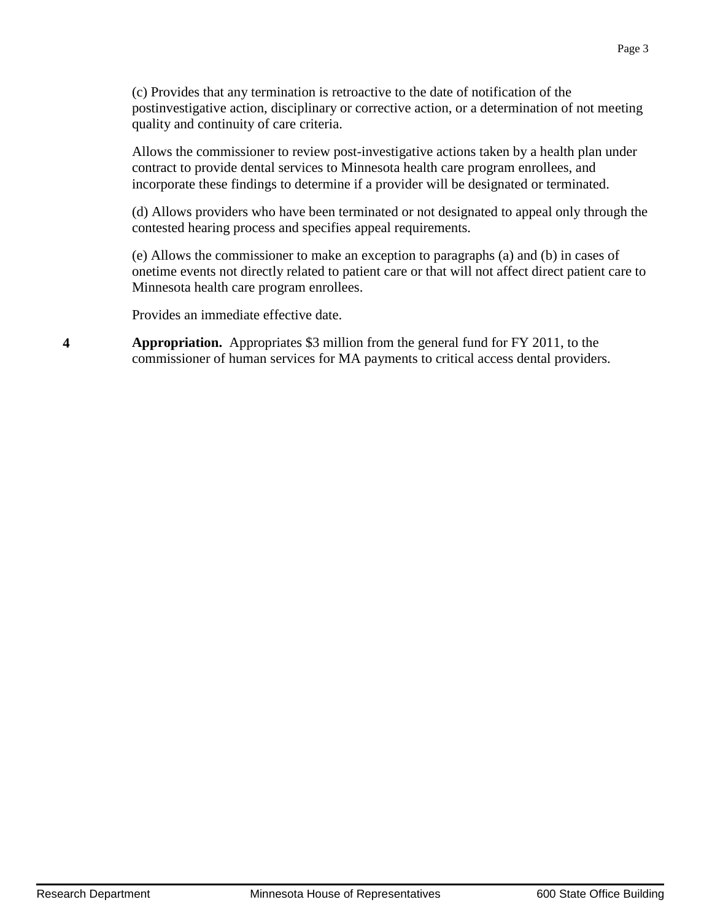(c) Provides that any termination is retroactive to the date of notification of the postinvestigative action, disciplinary or corrective action, or a determination of not meeting quality and continuity of care criteria.

Allows the commissioner to review post-investigative actions taken by a health plan under contract to provide dental services to Minnesota health care program enrollees, and incorporate these findings to determine if a provider will be designated or terminated.

(d) Allows providers who have been terminated or not designated to appeal only through the contested hearing process and specifies appeal requirements.

(e) Allows the commissioner to make an exception to paragraphs (a) and (b) in cases of onetime events not directly related to patient care or that will not affect direct patient care to Minnesota health care program enrollees.

Provides an immediate effective date.

**4** **Appropriation.** Appropriates $3 million from the general fund for FY 2011, to the commissioner of human services for MA payments to critical access dental providers.